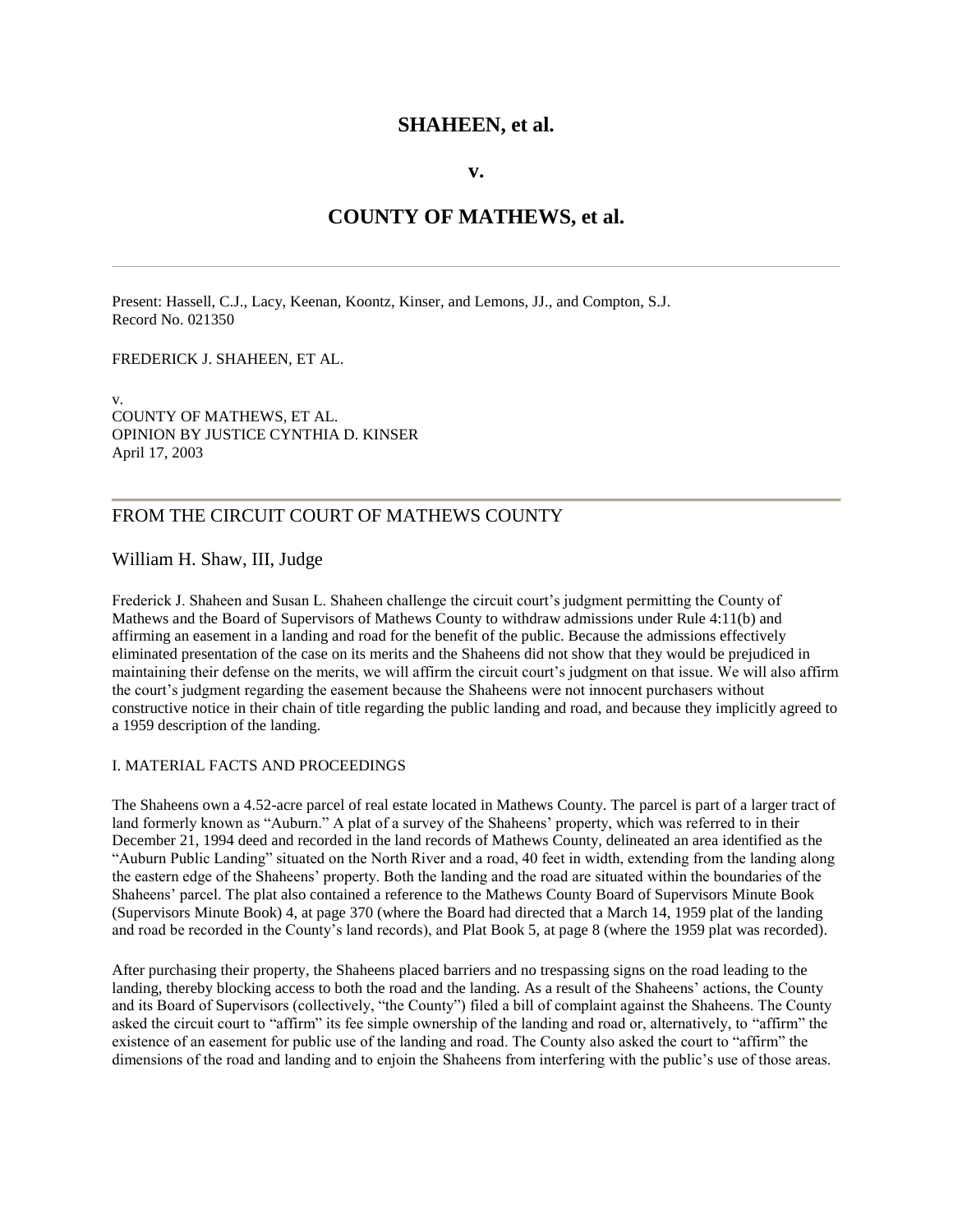# SHAHEEN, et al.

**v.**

# COUNTY OF MATHEWS, et al.

---

Present: Hassell, C.J., Lacy, Keenan, Koontz, Kinser, and Lemons, JJ., and Compton, S.J.
Record No. 021350

FREDERICK J. SHAHEEN, ET AL.

v.
COUNTY OF MATHEWS, ET AL.
OPINION BY JUSTICE CYNTHIA D. KINSER
April 17, 2003

---

## FROM THE CIRCUIT COURT OF MATHEWS COUNTY

### William H. Shaw, III, Judge

Frederick J. Shaheen and Susan L. Shaheen challenge the circuit court's judgment permitting the County of Mathews and the Board of Supervisors of Mathews County to withdraw admissions under Rule 4:11(b) and affirming an easement in a landing and road for the benefit of the public. Because the admissions effectively eliminated presentation of the case on its merits and the Shaheens did not show that they would be prejudiced in maintaining their defense on the merits, we will affirm the circuit court's judgment on that issue. We will also affirm the court's judgment regarding the easement because the Shaheens were not innocent purchasers without constructive notice in their chain of title regarding the public landing and road, and because they implicitly agreed to a 1959 description of the landing.

I. MATERIAL FACTS AND PROCEEDINGS

The Shaheens own a 4.52-acre parcel of real estate located in Mathews County. The parcel is part of a larger tract of land formerly known as "Auburn." A plat of a survey of the Shaheens' property, which was referred to in their December 21, 1994 deed and recorded in the land records of Mathews County, delineated an area identified as the "Auburn Public Landing" situated on the North River and a road, 40 feet in width, extending from the landing along the eastern edge of the Shaheens' property. Both the landing and the road are situated within the boundaries of the Shaheens' parcel. The plat also contained a reference to the Mathews County Board of Supervisors Minute Book (Supervisors Minute Book) 4, at page 370 (where the Board had directed that a March 14, 1959 plat of the landing and road be recorded in the County's land records), and Plat Book 5, at page 8 (where the 1959 plat was recorded).

After purchasing their property, the Shaheens placed barriers and no trespassing signs on the road leading to the landing, thereby blocking access to both the road and the landing. As a result of the Shaheens' actions, the County and its Board of Supervisors (collectively, "the County") filed a bill of complaint against the Shaheens. The County asked the circuit court to "affirm" its fee simple ownership of the landing and road or, alternatively, to "affirm" the existence of an easement for public use of the landing and road. The County also asked the court to "affirm" the dimensions of the road and landing and to enjoin the Shaheens from interfering with the public's use of those areas.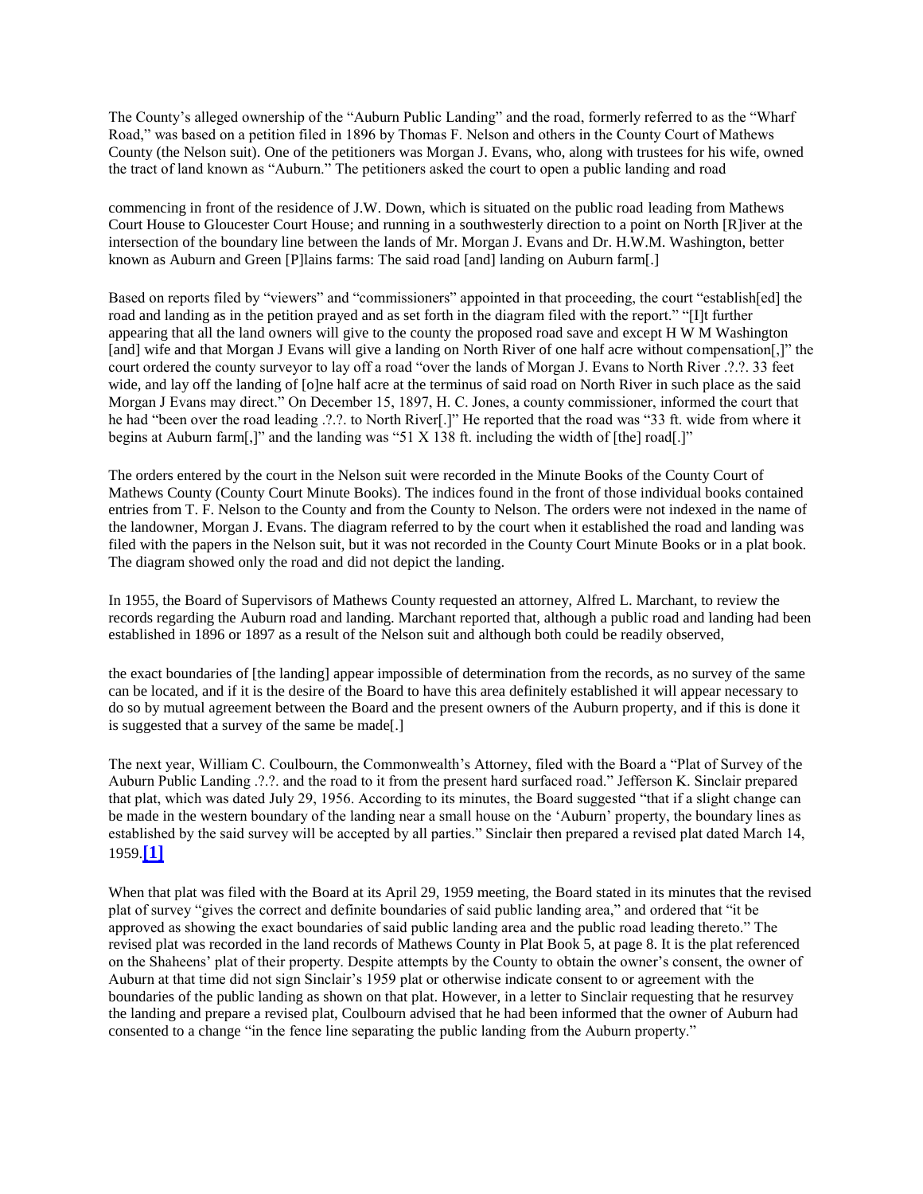The County's alleged ownership of the "Auburn Public Landing" and the road, formerly referred to as the "Wharf Road," was based on a petition filed in 1896 by Thomas F. Nelson and others in the County Court of Mathews County (the Nelson suit). One of the petitioners was Morgan J. Evans, who, along with trustees for his wife, owned the tract of land known as "Auburn." The petitioners asked the court to open a public landing and road

commencing in front of the residence of J.W. Down, which is situated on the public road leading from Mathews Court House to Gloucester Court House; and running in a southwesterly direction to a point on North [R]iver at the intersection of the boundary line between the lands of Mr. Morgan J. Evans and Dr. H.W.M. Washington, better known as Auburn and Green [P]lains farms: The said road [and] landing on Auburn farm[.]

Based on reports filed by "viewers" and "commissioners" appointed in that proceeding, the court "establish[ed] the road and landing as in the petition prayed and as set forth in the diagram filed with the report." "[I]t further appearing that all the land owners will give to the county the proposed road save and except H W M Washington [and] wife and that Morgan J Evans will give a landing on North River of one half acre without compensation[,]" the court ordered the county surveyor to lay off a road "over the lands of Morgan J. Evans to North River .?.?. 33 feet wide, and lay off the landing of [o]ne half acre at the terminus of said road on North River in such place as the said Morgan J Evans may direct." On December 15, 1897, H. C. Jones, a county commissioner, informed the court that he had "been over the road leading .?.?. to North River[.]" He reported that the road was "33 ft. wide from where it begins at Auburn farm[,]" and the landing was "51 X 138 ft. including the width of [the] road[.]"

The orders entered by the court in the Nelson suit were recorded in the Minute Books of the County Court of Mathews County (County Court Minute Books). The indices found in the front of those individual books contained entries from T. F. Nelson to the County and from the County to Nelson. The orders were not indexed in the name of the landowner, Morgan J. Evans. The diagram referred to by the court when it established the road and landing was filed with the papers in the Nelson suit, but it was not recorded in the County Court Minute Books or in a plat book. The diagram showed only the road and did not depict the landing.

In 1955, the Board of Supervisors of Mathews County requested an attorney, Alfred L. Marchant, to review the records regarding the Auburn road and landing. Marchant reported that, although a public road and landing had been established in 1896 or 1897 as a result of the Nelson suit and although both could be readily observed,

the exact boundaries of [the landing] appear impossible of determination from the records, as no survey of the same can be located, and if it is the desire of the Board to have this area definitely established it will appear necessary to do so by mutual agreement between the Board and the present owners of the Auburn property, and if this is done it is suggested that a survey of the same be made[.]

The next year, William C. Coulbourn, the Commonwealth's Attorney, filed with the Board a "Plat of Survey of the Auburn Public Landing .?.?. and the road to it from the present hard surfaced road." Jefferson K. Sinclair prepared that plat, which was dated July 29, 1956. According to its minutes, the Board suggested "that if a slight change can be made in the western boundary of the landing near a small house on the 'Auburn' property, the boundary lines as established by the said survey will be accepted by all parties." Sinclair then prepared a revised plat dated March 14, 1959.**[1]**

When that plat was filed with the Board at its April 29, 1959 meeting, the Board stated in its minutes that the revised plat of survey "gives the correct and definite boundaries of said public landing area," and ordered that "it be approved as showing the exact boundaries of said public landing area and the public road leading thereto." The revised plat was recorded in the land records of Mathews County in Plat Book 5, at page 8. It is the plat referenced on the Shaheens' plat of their property. Despite attempts by the County to obtain the owner's consent, the owner of Auburn at that time did not sign Sinclair's 1959 plat or otherwise indicate consent to or agreement with the boundaries of the public landing as shown on that plat. However, in a letter to Sinclair requesting that he resurvey the landing and prepare a revised plat, Coulbourn advised that he had been informed that the owner of Auburn had consented to a change "in the fence line separating the public landing from the Auburn property."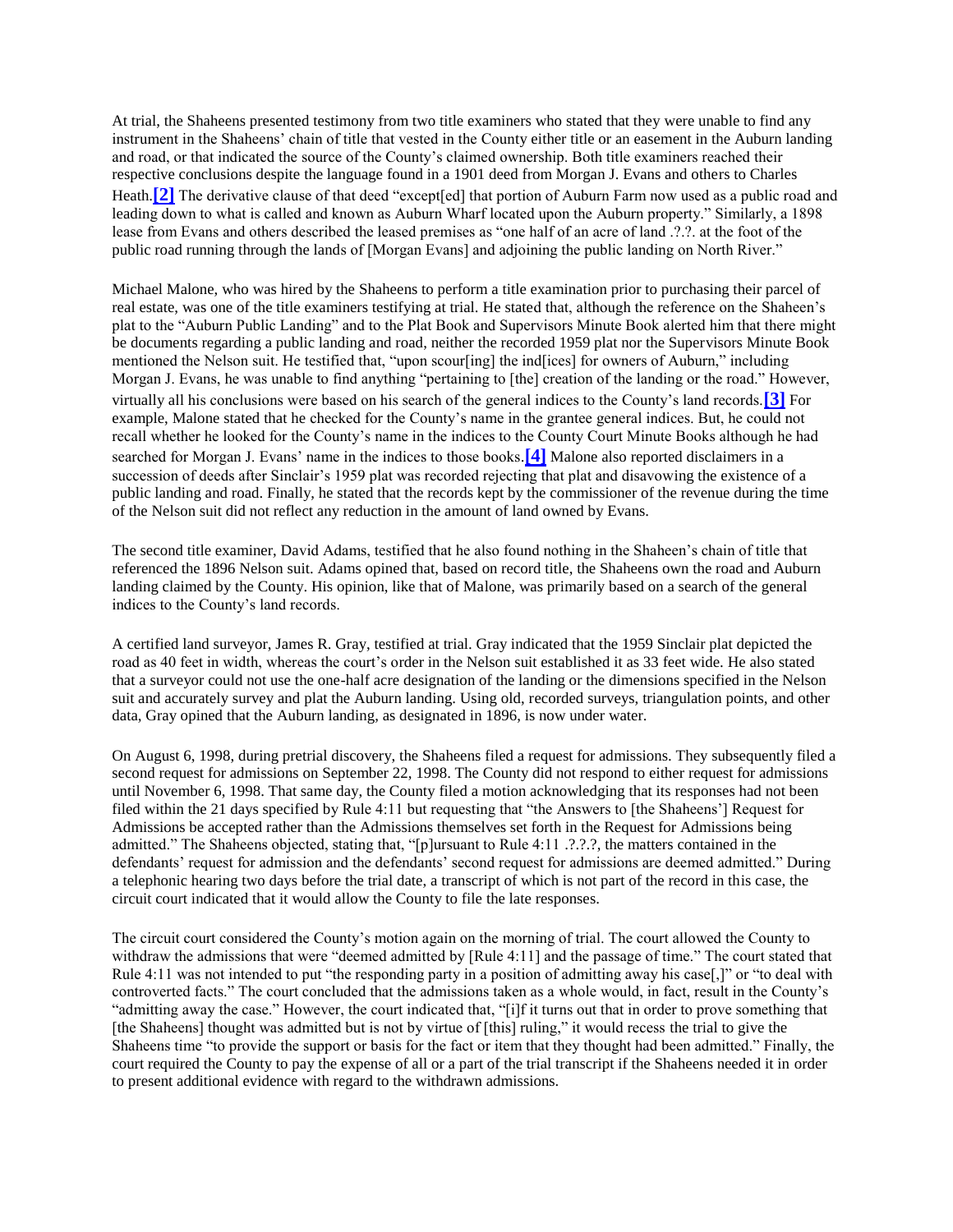At trial, the Shaheens presented testimony from two title examiners who stated that they were unable to find any instrument in the Shaheens' chain of title that vested in the County either title or an easement in the Auburn landing and road, or that indicated the source of the County's claimed ownership. Both title examiners reached their respective conclusions despite the language found in a 1901 deed from Morgan J. Evans and others to Charles Heath.[2] The derivative clause of that deed "except[ed] that portion of Auburn Farm now used as a public road and leading down to what is called and known as Auburn Wharf located upon the Auburn property." Similarly, a 1898 lease from Evans and others described the leased premises as "one half of an acre of land .?.?. at the foot of the public road running through the lands of [Morgan Evans] and adjoining the public landing on North River."

Michael Malone, who was hired by the Shaheens to perform a title examination prior to purchasing their parcel of real estate, was one of the title examiners testifying at trial. He stated that, although the reference on the Shaheen's plat to the "Auburn Public Landing" and to the Plat Book and Supervisors Minute Book alerted him that there might be documents regarding a public landing and road, neither the recorded 1959 plat nor the Supervisors Minute Book mentioned the Nelson suit. He testified that, "upon scour[ing] the ind[ices] for owners of Auburn," including Morgan J. Evans, he was unable to find anything "pertaining to [the] creation of the landing or the road." However, virtually all his conclusions were based on his search of the general indices to the County's land records.[3] For example, Malone stated that he checked for the County's name in the grantee general indices. But, he could not recall whether he looked for the County's name in the indices to the County Court Minute Books although he had searched for Morgan J. Evans' name in the indices to those books.[4] Malone also reported disclaimers in a succession of deeds after Sinclair's 1959 plat was recorded rejecting that plat and disavowing the existence of a public landing and road. Finally, he stated that the records kept by the commissioner of the revenue during the time of the Nelson suit did not reflect any reduction in the amount of land owned by Evans.

The second title examiner, David Adams, testified that he also found nothing in the Shaheen's chain of title that referenced the 1896 Nelson suit. Adams opined that, based on record title, the Shaheens own the road and Auburn landing claimed by the County. His opinion, like that of Malone, was primarily based on a search of the general indices to the County's land records.

A certified land surveyor, James R. Gray, testified at trial. Gray indicated that the 1959 Sinclair plat depicted the road as 40 feet in width, whereas the court's order in the Nelson suit established it as 33 feet wide. He also stated that a surveyor could not use the one-half acre designation of the landing or the dimensions specified in the Nelson suit and accurately survey and plat the Auburn landing. Using old, recorded surveys, triangulation points, and other data, Gray opined that the Auburn landing, as designated in 1896, is now under water.

On August 6, 1998, during pretrial discovery, the Shaheens filed a request for admissions. They subsequently filed a second request for admissions on September 22, 1998. The County did not respond to either request for admissions until November 6, 1998. That same day, the County filed a motion acknowledging that its responses had not been filed within the 21 days specified by Rule 4:11 but requesting that "the Answers to [the Shaheens'] Request for Admissions be accepted rather than the Admissions themselves set forth in the Request for Admissions being admitted." The Shaheens objected, stating that, "[p]ursuant to Rule 4:11 .?.?.?, the matters contained in the defendants' request for admission and the defendants' second request for admissions are deemed admitted." During a telephonic hearing two days before the trial date, a transcript of which is not part of the record in this case, the circuit court indicated that it would allow the County to file the late responses.

The circuit court considered the County's motion again on the morning of trial. The court allowed the County to withdraw the admissions that were "deemed admitted by [Rule 4:11] and the passage of time." The court stated that Rule 4:11 was not intended to put "the responding party in a position of admitting away his case[,]" or "to deal with controverted facts." The court concluded that the admissions taken as a whole would, in fact, result in the County's "admitting away the case." However, the court indicated that, "[i]f it turns out that in order to prove something that [the Shaheens] thought was admitted but is not by virtue of [this] ruling," it would recess the trial to give the Shaheens time "to provide the support or basis for the fact or item that they thought had been admitted." Finally, the court required the County to pay the expense of all or a part of the trial transcript if the Shaheens needed it in order to present additional evidence with regard to the withdrawn admissions.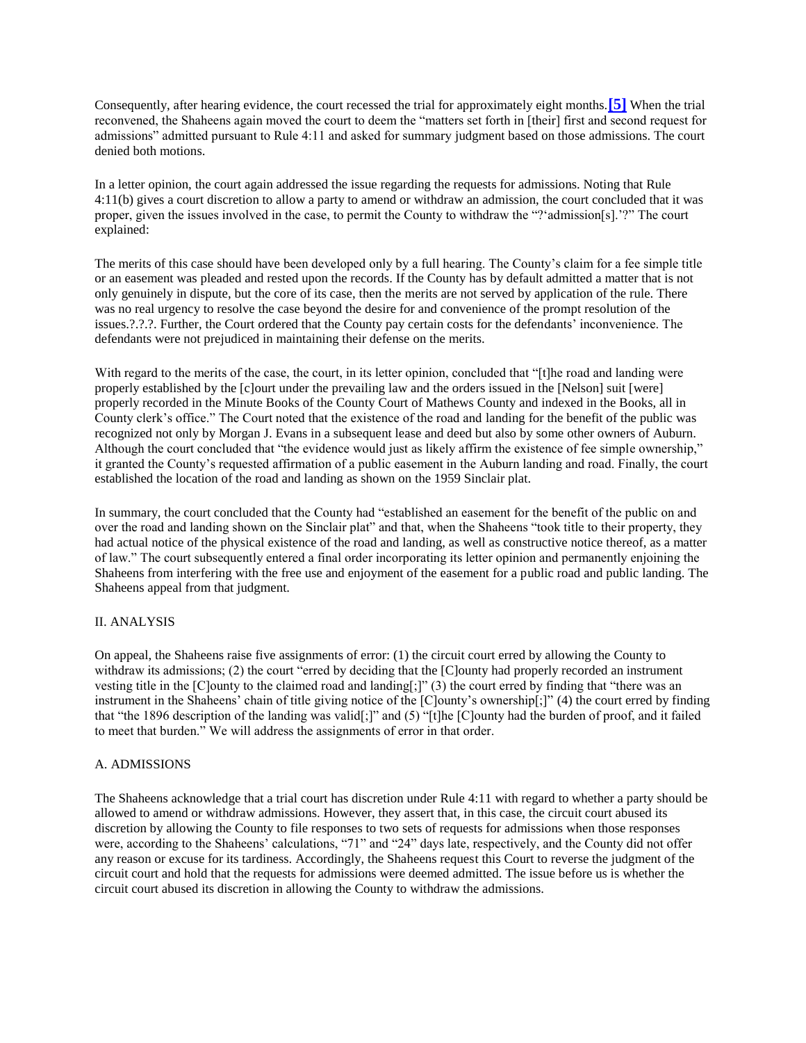Consequently, after hearing evidence, the court recessed the trial for approximately eight months.[5] When the trial reconvened, the Shaheens again moved the court to deem the "matters set forth in [their] first and second request for admissions" admitted pursuant to Rule 4:11 and asked for summary judgment based on those admissions. The court denied both motions.

In a letter opinion, the court again addressed the issue regarding the requests for admissions. Noting that Rule 4:11(b) gives a court discretion to allow a party to amend or withdraw an admission, the court concluded that it was proper, given the issues involved in the case, to permit the County to withdraw the "?'admission[s].'?" The court explained:

The merits of this case should have been developed only by a full hearing. The County's claim for a fee simple title or an easement was pleaded and rested upon the records. If the County has by default admitted a matter that is not only genuinely in dispute, but the core of its case, then the merits are not served by application of the rule. There was no real urgency to resolve the case beyond the desire for and convenience of the prompt resolution of the issues.?.?.?. Further, the Court ordered that the County pay certain costs for the defendants' inconvenience. The defendants were not prejudiced in maintaining their defense on the merits.

With regard to the merits of the case, the court, in its letter opinion, concluded that "[t]he road and landing were properly established by the [c]ourt under the prevailing law and the orders issued in the [Nelson] suit [were] properly recorded in the Minute Books of the County Court of Mathews County and indexed in the Books, all in County clerk's office." The Court noted that the existence of the road and landing for the benefit of the public was recognized not only by Morgan J. Evans in a subsequent lease and deed but also by some other owners of Auburn. Although the court concluded that "the evidence would just as likely affirm the existence of fee simple ownership," it granted the County's requested affirmation of a public easement in the Auburn landing and road. Finally, the court established the location of the road and landing as shown on the 1959 Sinclair plat.

In summary, the court concluded that the County had "established an easement for the benefit of the public on and over the road and landing shown on the Sinclair plat" and that, when the Shaheens "took title to their property, they had actual notice of the physical existence of the road and landing, as well as constructive notice thereof, as a matter of law." The court subsequently entered a final order incorporating its letter opinion and permanently enjoining the Shaheens from interfering with the free use and enjoyment of the easement for a public road and public landing. The Shaheens appeal from that judgment.

## II. ANALYSIS

On appeal, the Shaheens raise five assignments of error: (1) the circuit court erred by allowing the County to withdraw its admissions; (2) the court "erred by deciding that the [C]ounty had properly recorded an instrument vesting title in the [C]ounty to the claimed road and landing[;]" (3) the court erred by finding that "there was an instrument in the Shaheens' chain of title giving notice of the [C]ounty's ownership[;]" (4) the court erred by finding that "the 1896 description of the landing was valid[;]" and (5) "[t]he [C]ounty had the burden of proof, and it failed to meet that burden." We will address the assignments of error in that order.

### A. ADMISSIONS

The Shaheens acknowledge that a trial court has discretion under Rule 4:11 with regard to whether a party should be allowed to amend or withdraw admissions. However, they assert that, in this case, the circuit court abused its discretion by allowing the County to file responses to two sets of requests for admissions when those responses were, according to the Shaheens' calculations, "71" and "24" days late, respectively, and the County did not offer any reason or excuse for its tardiness. Accordingly, the Shaheens request this Court to reverse the judgment of the circuit court and hold that the requests for admissions were deemed admitted. The issue before us is whether the circuit court abused its discretion in allowing the County to withdraw the admissions.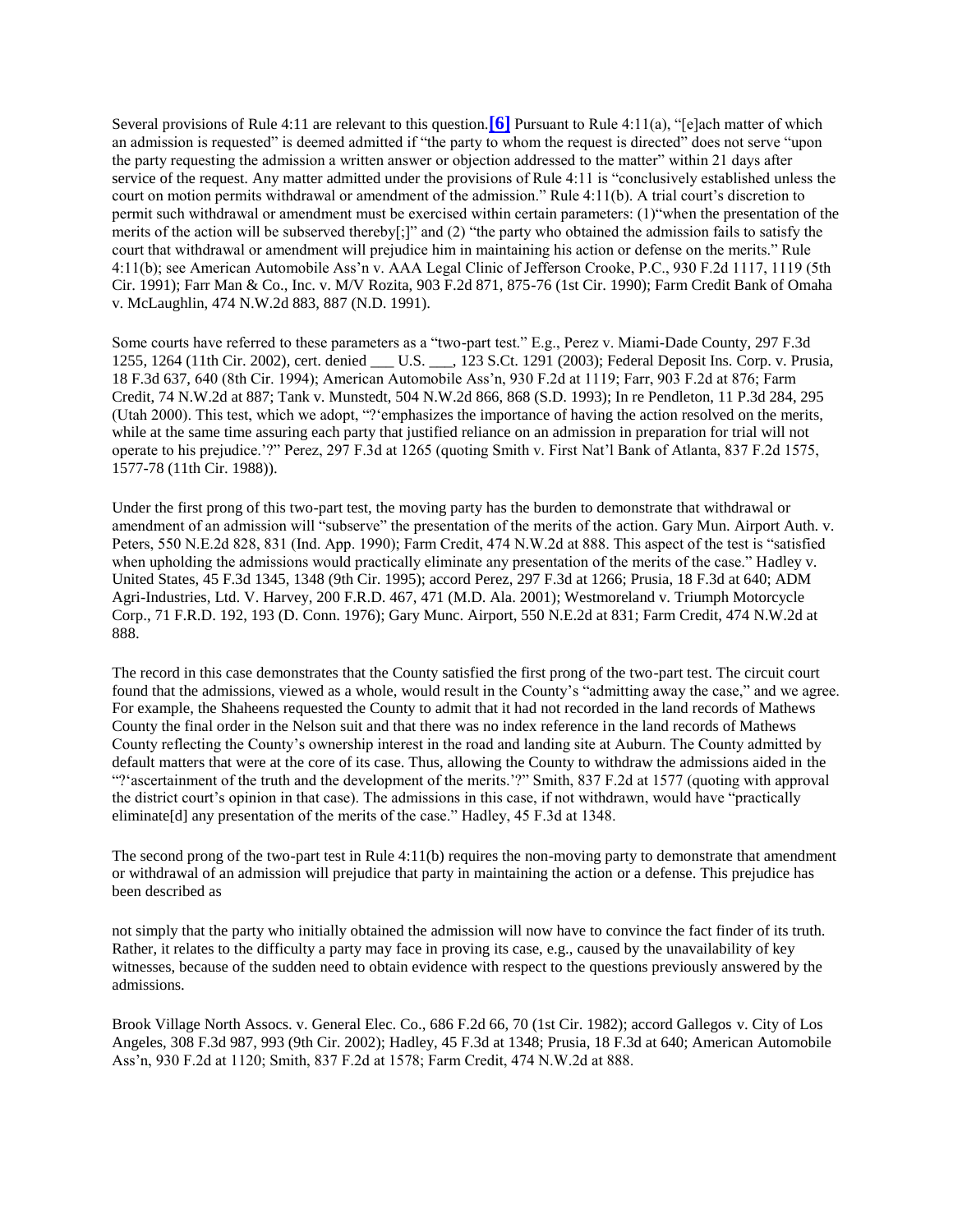Several provisions of Rule 4:11 are relevant to this question.**[6]** Pursuant to Rule 4:11(a), "[e]ach matter of which an admission is requested" is deemed admitted if "the party to whom the request is directed" does not serve "upon the party requesting the admission a written answer or objection addressed to the matter" within 21 days after service of the request. Any matter admitted under the provisions of Rule 4:11 is "conclusively established unless the court on motion permits withdrawal or amendment of the admission." Rule 4:11(b). A trial court's discretion to permit such withdrawal or amendment must be exercised within certain parameters: (1)"when the presentation of the merits of the action will be subserved thereby[;]" and (2) "the party who obtained the admission fails to satisfy the court that withdrawal or amendment will prejudice him in maintaining his action or defense on the merits." Rule 4:11(b); see American Automobile Ass'n v. AAA Legal Clinic of Jefferson Crooke, P.C., 930 F.2d 1117, 1119 (5th Cir. 1991); Farr Man & Co., Inc. v. M/V Rozita, 903 F.2d 871, 875-76 (1st Cir. 1990); Farm Credit Bank of Omaha v. McLaughlin, 474 N.W.2d 883, 887 (N.D. 1991).

Some courts have referred to these parameters as a "two-part test." E.g., Perez v. Miami-Dade County, 297 F.3d 1255, 1264 (11th Cir. 2002), cert. denied ___ U.S. ___, 123 S.Ct. 1291 (2003); Federal Deposit Ins. Corp. v. Prusia, 18 F.3d 637, 640 (8th Cir. 1994); American Automobile Ass'n, 930 F.2d at 1119; Farr, 903 F.2d at 876; Farm Credit, 74 N.W.2d at 887; Tank v. Munstedt, 504 N.W.2d 866, 868 (S.D. 1993); In re Pendleton, 11 P.3d 284, 295 (Utah 2000). This test, which we adopt, "?'emphasizes the importance of having the action resolved on the merits, while at the same time assuring each party that justified reliance on an admission in preparation for trial will not operate to his prejudice.'?" Perez, 297 F.3d at 1265 (quoting Smith v. First Nat'l Bank of Atlanta, 837 F.2d 1575, 1577-78 (11th Cir. 1988)).

Under the first prong of this two-part test, the moving party has the burden to demonstrate that withdrawal or amendment of an admission will "subserve" the presentation of the merits of the action. Gary Mun. Airport Auth. v. Peters, 550 N.E.2d 828, 831 (Ind. App. 1990); Farm Credit, 474 N.W.2d at 888. This aspect of the test is "satisfied when upholding the admissions would practically eliminate any presentation of the merits of the case." Hadley v. United States, 45 F.3d 1345, 1348 (9th Cir. 1995); accord Perez, 297 F.3d at 1266; Prusia, 18 F.3d at 640; ADM Agri-Industries, Ltd. V. Harvey, 200 F.R.D. 467, 471 (M.D. Ala. 2001); Westmoreland v. Triumph Motorcycle Corp., 71 F.R.D. 192, 193 (D. Conn. 1976); Gary Munc. Airport, 550 N.E.2d at 831; Farm Credit, 474 N.W.2d at 888.

The record in this case demonstrates that the County satisfied the first prong of the two-part test. The circuit court found that the admissions, viewed as a whole, would result in the County's "admitting away the case," and we agree. For example, the Shaheens requested the County to admit that it had not recorded in the land records of Mathews County the final order in the Nelson suit and that there was no index reference in the land records of Mathews County reflecting the County's ownership interest in the road and landing site at Auburn. The County admitted by default matters that were at the core of its case. Thus, allowing the County to withdraw the admissions aided in the "?'ascertainment of the truth and the development of the merits.'?" Smith, 837 F.2d at 1577 (quoting with approval the district court's opinion in that case). The admissions in this case, if not withdrawn, would have "practically eliminate[d] any presentation of the merits of the case." Hadley, 45 F.3d at 1348.

The second prong of the two-part test in Rule 4:11(b) requires the non-moving party to demonstrate that amendment or withdrawal of an admission will prejudice that party in maintaining the action or a defense. This prejudice has been described as

> not simply that the party who initially obtained the admission will now have to convince the fact finder of its truth. Rather, it relates to the difficulty a party may face in proving its case, e.g., caused by the unavailability of key witnesses, because of the sudden need to obtain evidence with respect to the questions previously answered by the admissions.

Brook Village North Assocs. v. General Elec. Co., 686 F.2d 66, 70 (1st Cir. 1982); accord Gallegos v. City of Los Angeles, 308 F.3d 987, 993 (9th Cir. 2002); Hadley, 45 F.3d at 1348; Prusia, 18 F.3d at 640; American Automobile Ass'n, 930 F.2d at 1120; Smith, 837 F.2d at 1578; Farm Credit, 474 N.W.2d at 888.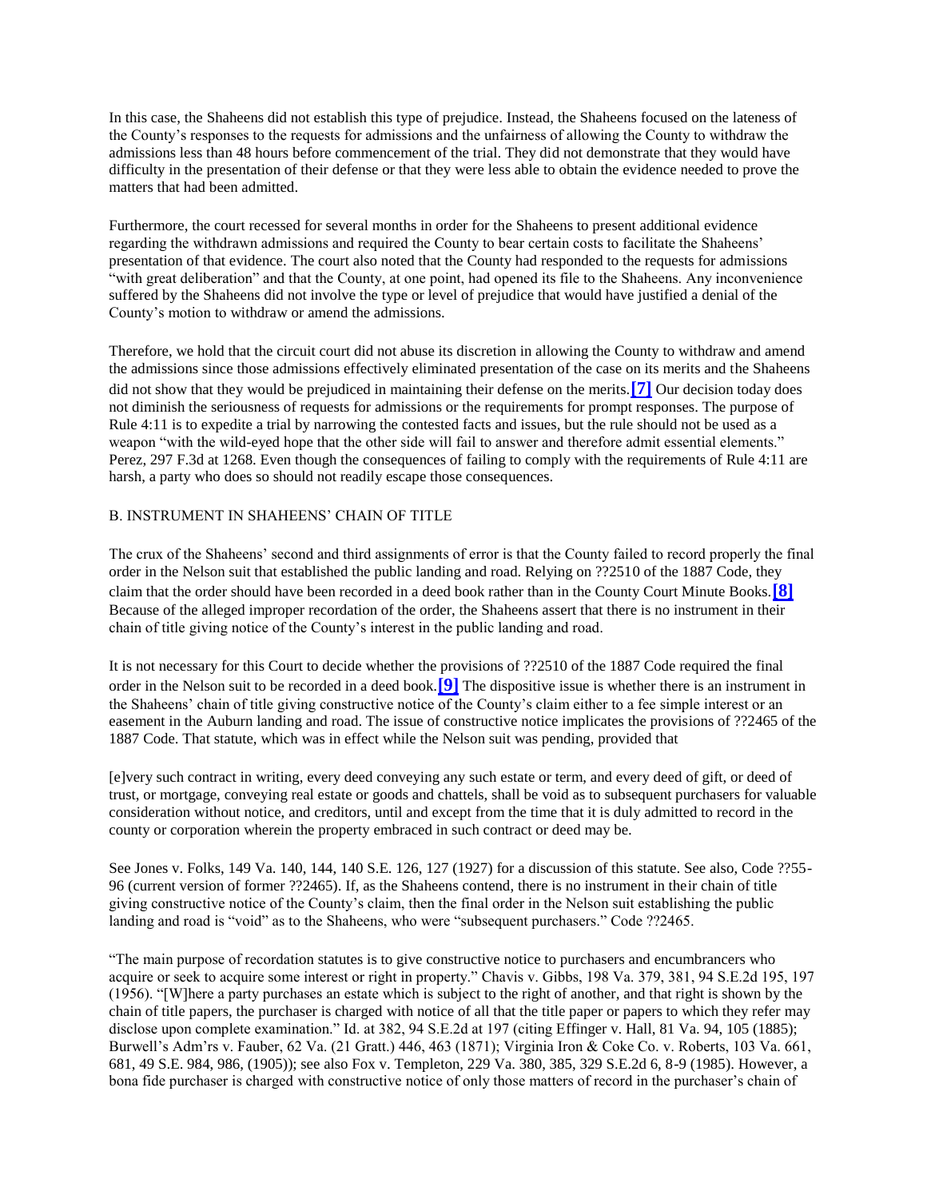In this case, the Shaheens did not establish this type of prejudice. Instead, the Shaheens focused on the lateness of the County's responses to the requests for admissions and the unfairness of allowing the County to withdraw the admissions less than 48 hours before commencement of the trial. They did not demonstrate that they would have difficulty in the presentation of their defense or that they were less able to obtain the evidence needed to prove the matters that had been admitted.

Furthermore, the court recessed for several months in order for the Shaheens to present additional evidence regarding the withdrawn admissions and required the County to bear certain costs to facilitate the Shaheens' presentation of that evidence. The court also noted that the County had responded to the requests for admissions "with great deliberation" and that the County, at one point, had opened its file to the Shaheens. Any inconvenience suffered by the Shaheens did not involve the type or level of prejudice that would have justified a denial of the County's motion to withdraw or amend the admissions.

Therefore, we hold that the circuit court did not abuse its discretion in allowing the County to withdraw and amend the admissions since those admissions effectively eliminated presentation of the case on its merits and the Shaheens did not show that they would be prejudiced in maintaining their defense on the merits.**[7]** Our decision today does not diminish the seriousness of requests for admissions or the requirements for prompt responses. The purpose of Rule 4:11 is to expedite a trial by narrowing the contested facts and issues, but the rule should not be used as a weapon "with the wild-eyed hope that the other side will fail to answer and therefore admit essential elements." Perez, 297 F.3d at 1268. Even though the consequences of failing to comply with the requirements of Rule 4:11 are harsh, a party who does so should not readily escape those consequences.

## B. INSTRUMENT IN SHAHEENS' CHAIN OF TITLE

The crux of the Shaheens' second and third assignments of error is that the County failed to record properly the final order in the Nelson suit that established the public landing and road. Relying on ??2510 of the 1887 Code, they claim that the order should have been recorded in a deed book rather than in the County Court Minute Books.**[8]** Because of the alleged improper recordation of the order, the Shaheens assert that there is no instrument in their chain of title giving notice of the County's interest in the public landing and road.

It is not necessary for this Court to decide whether the provisions of ??2510 of the 1887 Code required the final order in the Nelson suit to be recorded in a deed book.**[9]** The dispositive issue is whether there is an instrument in the Shaheens' chain of title giving constructive notice of the County's claim either to a fee simple interest or an easement in the Auburn landing and road. The issue of constructive notice implicates the provisions of ??2465 of the 1887 Code. That statute, which was in effect while the Nelson suit was pending, provided that

[e]very such contract in writing, every deed conveying any such estate or term, and every deed of gift, or deed of trust, or mortgage, conveying real estate or goods and chattels, shall be void as to subsequent purchasers for valuable consideration without notice, and creditors, until and except from the time that it is duly admitted to record in the county or corporation wherein the property embraced in such contract or deed may be.

See Jones v. Folks, 149 Va. 140, 144, 140 S.E. 126, 127 (1927) for a discussion of this statute. See also, Code ??55-96 (current version of former ??2465). If, as the Shaheens contend, there is no instrument in their chain of title giving constructive notice of the County's claim, then the final order in the Nelson suit establishing the public landing and road is "void" as to the Shaheens, who were "subsequent purchasers." Code ??2465.

"The main purpose of recordation statutes is to give constructive notice to purchasers and encumbrancers who acquire or seek to acquire some interest or right in property." Chavis v. Gibbs, 198 Va. 379, 381, 94 S.E.2d 195, 197 (1956). "[W]here a party purchases an estate which is subject to the right of another, and that right is shown by the chain of title papers, the purchaser is charged with notice of all that the title paper or papers to which they refer may disclose upon complete examination." Id. at 382, 94 S.E.2d at 197 (citing Effinger v. Hall, 81 Va. 94, 105 (1885); Burwell's Adm'rs v. Fauber, 62 Va. (21 Gratt.) 446, 463 (1871); Virginia Iron & Coke Co. v. Roberts, 103 Va. 661, 681, 49 S.E. 984, 986, (1905)); see also Fox v. Templeton, 229 Va. 380, 385, 329 S.E.2d 6, 8-9 (1985). However, a bona fide purchaser is charged with constructive notice of only those matters of record in the purchaser's chain of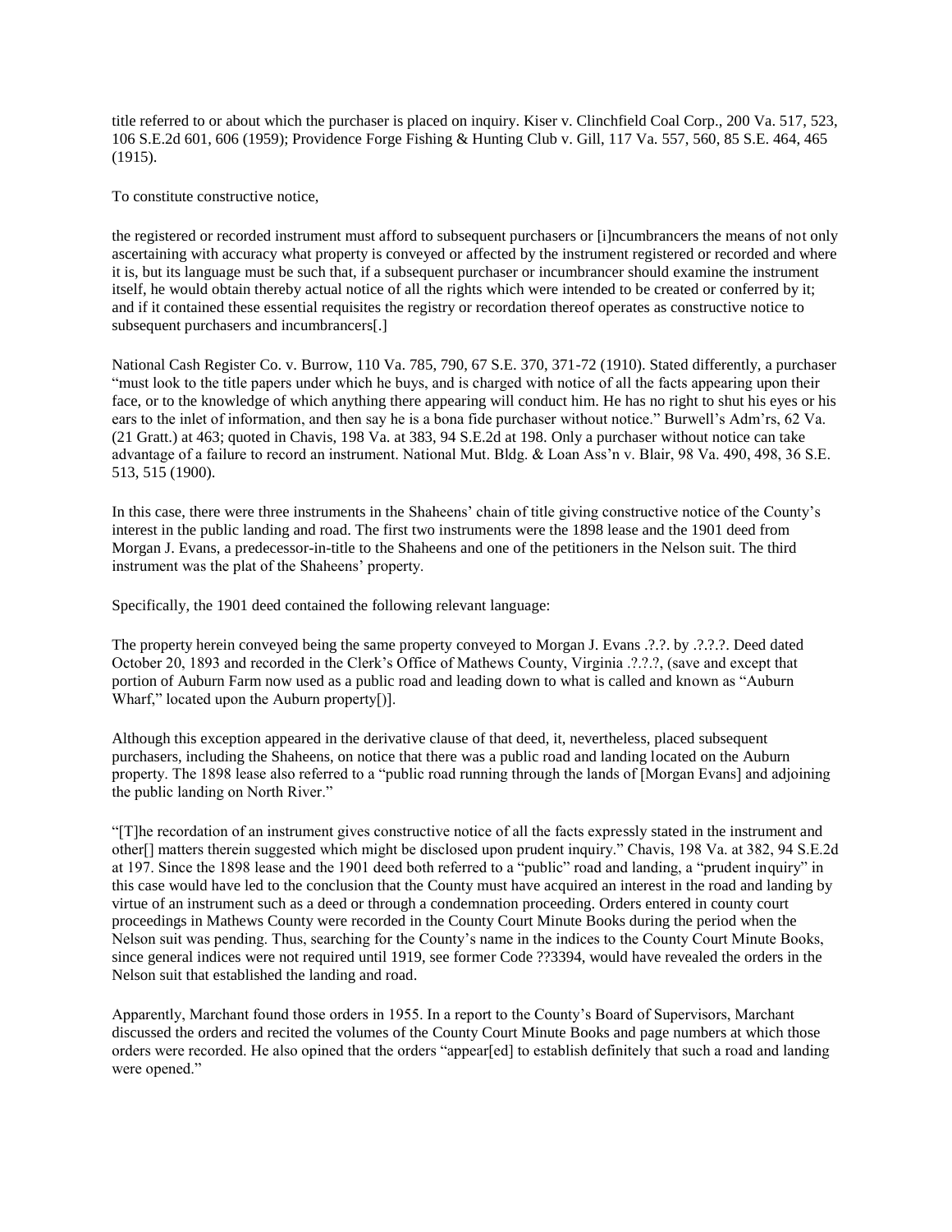title referred to or about which the purchaser is placed on inquiry. Kiser v. Clinchfield Coal Corp., 200 Va. 517, 523, 106 S.E.2d 601, 606 (1959); Providence Forge Fishing & Hunting Club v. Gill, 117 Va. 557, 560, 85 S.E. 464, 465 (1915).

To constitute constructive notice,

the registered or recorded instrument must afford to subsequent purchasers or [i]ncumbrancers the means of not only ascertaining with accuracy what property is conveyed or affected by the instrument registered or recorded and where it is, but its language must be such that, if a subsequent purchaser or incumbrancer should examine the instrument itself, he would obtain thereby actual notice of all the rights which were intended to be created or conferred by it; and if it contained these essential requisites the registry or recordation thereof operates as constructive notice to subsequent purchasers and incumbrancers[.]

National Cash Register Co. v. Burrow, 110 Va. 785, 790, 67 S.E. 370, 371-72 (1910). Stated differently, a purchaser "must look to the title papers under which he buys, and is charged with notice of all the facts appearing upon their face, or to the knowledge of which anything there appearing will conduct him. He has no right to shut his eyes or his ears to the inlet of information, and then say he is a bona fide purchaser without notice." Burwell's Adm'rs, 62 Va. (21 Gratt.) at 463; quoted in Chavis, 198 Va. at 383, 94 S.E.2d at 198. Only a purchaser without notice can take advantage of a failure to record an instrument. National Mut. Bldg. & Loan Ass'n v. Blair, 98 Va. 490, 498, 36 S.E. 513, 515 (1900).

In this case, there were three instruments in the Shaheens' chain of title giving constructive notice of the County's interest in the public landing and road. The first two instruments were the 1898 lease and the 1901 deed from Morgan J. Evans, a predecessor-in-title to the Shaheens and one of the petitioners in the Nelson suit. The third instrument was the plat of the Shaheens' property.

Specifically, the 1901 deed contained the following relevant language:

The property herein conveyed being the same property conveyed to Morgan J. Evans .?.?. by .?.?.?. Deed dated October 20, 1893 and recorded in the Clerk's Office of Mathews County, Virginia .?.?.?, (save and except that portion of Auburn Farm now used as a public road and leading down to what is called and known as "Auburn Wharf," located upon the Auburn property[)].

Although this exception appeared in the derivative clause of that deed, it, nevertheless, placed subsequent purchasers, including the Shaheens, on notice that there was a public road and landing located on the Auburn property. The 1898 lease also referred to a "public road running through the lands of [Morgan Evans] and adjoining the public landing on North River."

"[T]he recordation of an instrument gives constructive notice of all the facts expressly stated in the instrument and other[] matters therein suggested which might be disclosed upon prudent inquiry." Chavis, 198 Va. at 382, 94 S.E.2d at 197. Since the 1898 lease and the 1901 deed both referred to a "public" road and landing, a "prudent inquiry" in this case would have led to the conclusion that the County must have acquired an interest in the road and landing by virtue of an instrument such as a deed or through a condemnation proceeding. Orders entered in county court proceedings in Mathews County were recorded in the County Court Minute Books during the period when the Nelson suit was pending. Thus, searching for the County's name in the indices to the County Court Minute Books, since general indices were not required until 1919, see former Code ??3394, would have revealed the orders in the Nelson suit that established the landing and road.

Apparently, Marchant found those orders in 1955. In a report to the County's Board of Supervisors, Marchant discussed the orders and recited the volumes of the County Court Minute Books and page numbers at which those orders were recorded. He also opined that the orders "appear[ed] to establish definitely that such a road and landing were opened."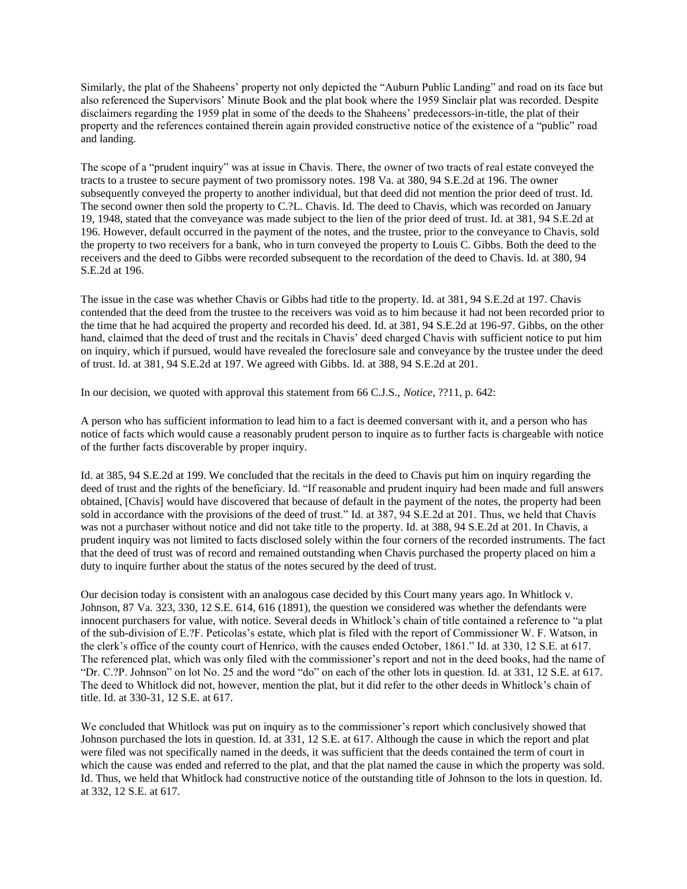Similarly, the plat of the Shaheens' property not only depicted the "Auburn Public Landing" and road on its face but also referenced the Supervisors' Minute Book and the plat book where the 1959 Sinclair plat was recorded. Despite disclaimers regarding the 1959 plat in some of the deeds to the Shaheens' predecessors-in-title, the plat of their property and the references contained therein again provided constructive notice of the existence of a "public" road and landing.

The scope of a "prudent inquiry" was at issue in Chavis. There, the owner of two tracts of real estate conveyed the tracts to a trustee to secure payment of two promissory notes. 198 Va. at 380, 94 S.E.2d at 196. The owner subsequently conveyed the property to another individual, but that deed did not mention the prior deed of trust. Id. The second owner then sold the property to C.?L. Chavis. Id. The deed to Chavis, which was recorded on January 19, 1948, stated that the conveyance was made subject to the lien of the prior deed of trust. Id. at 381, 94 S.E.2d at 196. However, default occurred in the payment of the notes, and the trustee, prior to the conveyance to Chavis, sold the property to two receivers for a bank, who in turn conveyed the property to Louis C. Gibbs. Both the deed to the receivers and the deed to Gibbs were recorded subsequent to the recordation of the deed to Chavis. Id. at 380, 94 S.E.2d at 196.

The issue in the case was whether Chavis or Gibbs had title to the property. Id. at 381, 94 S.E.2d at 197. Chavis contended that the deed from the trustee to the receivers was void as to him because it had not been recorded prior to the time that he had acquired the property and recorded his deed. Id. at 381, 94 S.E.2d at 196-97. Gibbs, on the other hand, claimed that the deed of trust and the recitals in Chavis' deed charged Chavis with sufficient notice to put him on inquiry, which if pursued, would have revealed the foreclosure sale and conveyance by the trustee under the deed of trust. Id. at 381, 94 S.E.2d at 197. We agreed with Gibbs. Id. at 388, 94 S.E.2d at 201.

In our decision, we quoted with approval this statement from 66 C.J.S., *Notice*, ??11, p. 642:

A person who has sufficient information to lead him to a fact is deemed conversant with it, and a person who has notice of facts which would cause a reasonably prudent person to inquire as to further facts is chargeable with notice of the further facts discoverable by proper inquiry.

Id. at 385, 94 S.E.2d at 199. We concluded that the recitals in the deed to Chavis put him on inquiry regarding the deed of trust and the rights of the beneficiary. Id. "If reasonable and prudent inquiry had been made and full answers obtained, [Chavis] would have discovered that because of default in the payment of the notes, the property had been sold in accordance with the provisions of the deed of trust." Id. at 387, 94 S.E.2d at 201. Thus, we held that Chavis was not a purchaser without notice and did not take title to the property. Id. at 388, 94 S.E.2d at 201. In Chavis, a prudent inquiry was not limited to facts disclosed solely within the four corners of the recorded instruments. The fact that the deed of trust was of record and remained outstanding when Chavis purchased the property placed on him a duty to inquire further about the status of the notes secured by the deed of trust.

Our decision today is consistent with an analogous case decided by this Court many years ago. In Whitlock v. Johnson, 87 Va. 323, 330, 12 S.E. 614, 616 (1891), the question we considered was whether the defendants were innocent purchasers for value, with notice. Several deeds in Whitlock's chain of title contained a reference to "a plat of the sub-division of E.?F. Peticolas's estate, which plat is filed with the report of Commissioner W. F. Watson, in the clerk's office of the county court of Henrico, with the causes ended October, 1861." Id. at 330, 12 S.E. at 617. The referenced plat, which was only filed with the commissioner's report and not in the deed books, had the name of "Dr. C.?P. Johnson" on lot No. 25 and the word "do" on each of the other lots in question. Id. at 331, 12 S.E. at 617. The deed to Whitlock did not, however, mention the plat, but it did refer to the other deeds in Whitlock's chain of title. Id. at 330-31, 12 S.E. at 617.

We concluded that Whitlock was put on inquiry as to the commissioner's report which conclusively showed that Johnson purchased the lots in question. Id. at 331, 12 S.E. at 617. Although the cause in which the report and plat were filed was not specifically named in the deeds, it was sufficient that the deeds contained the term of court in which the cause was ended and referred to the plat, and that the plat named the cause in which the property was sold. Id. Thus, we held that Whitlock had constructive notice of the outstanding title of Johnson to the lots in question. Id. at 332, 12 S.E. at 617.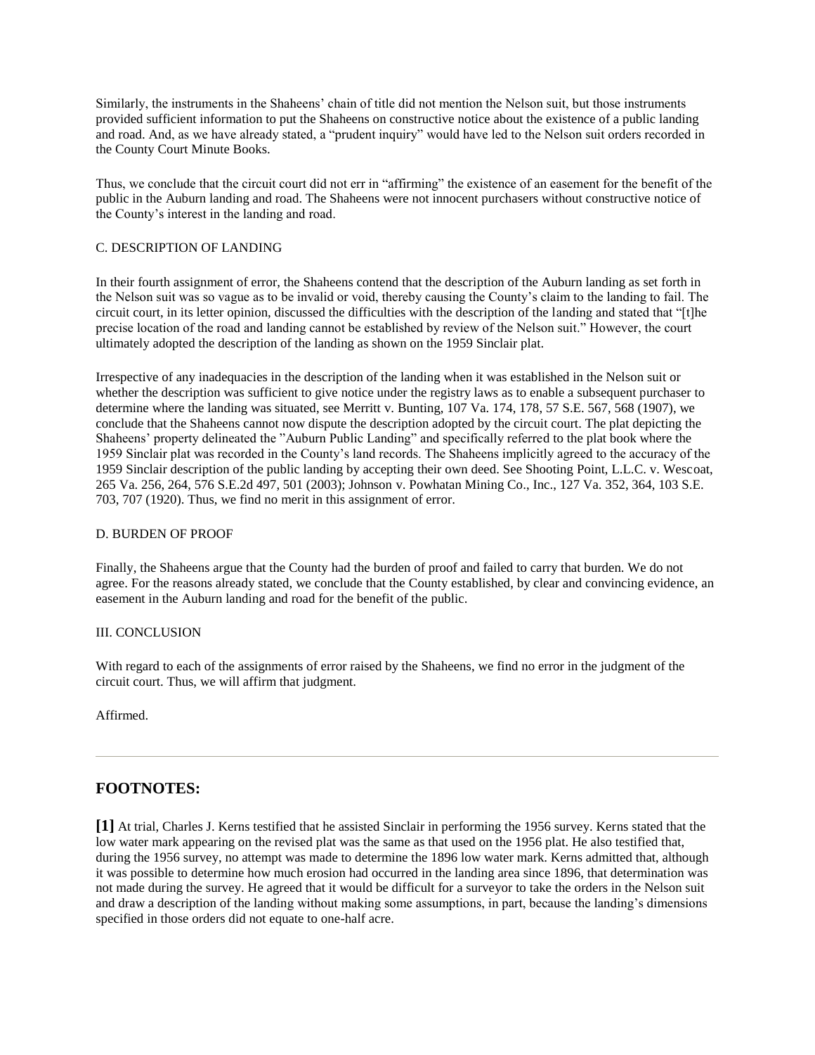Similarly, the instruments in the Shaheens' chain of title did not mention the Nelson suit, but those instruments provided sufficient information to put the Shaheens on constructive notice about the existence of a public landing and road. And, as we have already stated, a "prudent inquiry" would have led to the Nelson suit orders recorded in the County Court Minute Books.

Thus, we conclude that the circuit court did not err in "affirming" the existence of an easement for the benefit of the public in the Auburn landing and road. The Shaheens were not innocent purchasers without constructive notice of the County's interest in the landing and road.

C. DESCRIPTION OF LANDING

In their fourth assignment of error, the Shaheens contend that the description of the Auburn landing as set forth in the Nelson suit was so vague as to be invalid or void, thereby causing the County's claim to the landing to fail. The circuit court, in its letter opinion, discussed the difficulties with the description of the landing and stated that "[t]he precise location of the road and landing cannot be established by review of the Nelson suit." However, the court ultimately adopted the description of the landing as shown on the 1959 Sinclair plat.

Irrespective of any inadequacies in the description of the landing when it was established in the Nelson suit or whether the description was sufficient to give notice under the registry laws as to enable a subsequent purchaser to determine where the landing was situated, see Merritt v. Bunting, 107 Va. 174, 178, 57 S.E. 567, 568 (1907), we conclude that the Shaheens cannot now dispute the description adopted by the circuit court. The plat depicting the Shaheens' property delineated the "Auburn Public Landing" and specifically referred to the plat book where the 1959 Sinclair plat was recorded in the County's land records. The Shaheens implicitly agreed to the accuracy of the 1959 Sinclair description of the public landing by accepting their own deed. See Shooting Point, L.L.C. v. Wescoat, 265 Va. 256, 264, 576 S.E.2d 497, 501 (2003); Johnson v. Powhatan Mining Co., Inc., 127 Va. 352, 364, 103 S.E. 703, 707 (1920). Thus, we find no merit in this assignment of error.

D. BURDEN OF PROOF

Finally, the Shaheens argue that the County had the burden of proof and failed to carry that burden. We do not agree. For the reasons already stated, we conclude that the County established, by clear and convincing evidence, an easement in the Auburn landing and road for the benefit of the public.

III. CONCLUSION

With regard to each of the assignments of error raised by the Shaheens, we find no error in the judgment of the circuit court. Thus, we will affirm that judgment.

Affirmed.

---

## FOOTNOTES:

**[1]** At trial, Charles J. Kerns testified that he assisted Sinclair in performing the 1956 survey. Kerns stated that the low water mark appearing on the revised plat was the same as that used on the 1956 plat. He also testified that, during the 1956 survey, no attempt was made to determine the 1896 low water mark. Kerns admitted that, although it was possible to determine how much erosion had occurred in the landing area since 1896, that determination was not made during the survey. He agreed that it would be difficult for a surveyor to take the orders in the Nelson suit and draw a description of the landing without making some assumptions, in part, because the landing's dimensions specified in those orders did not equate to one-half acre.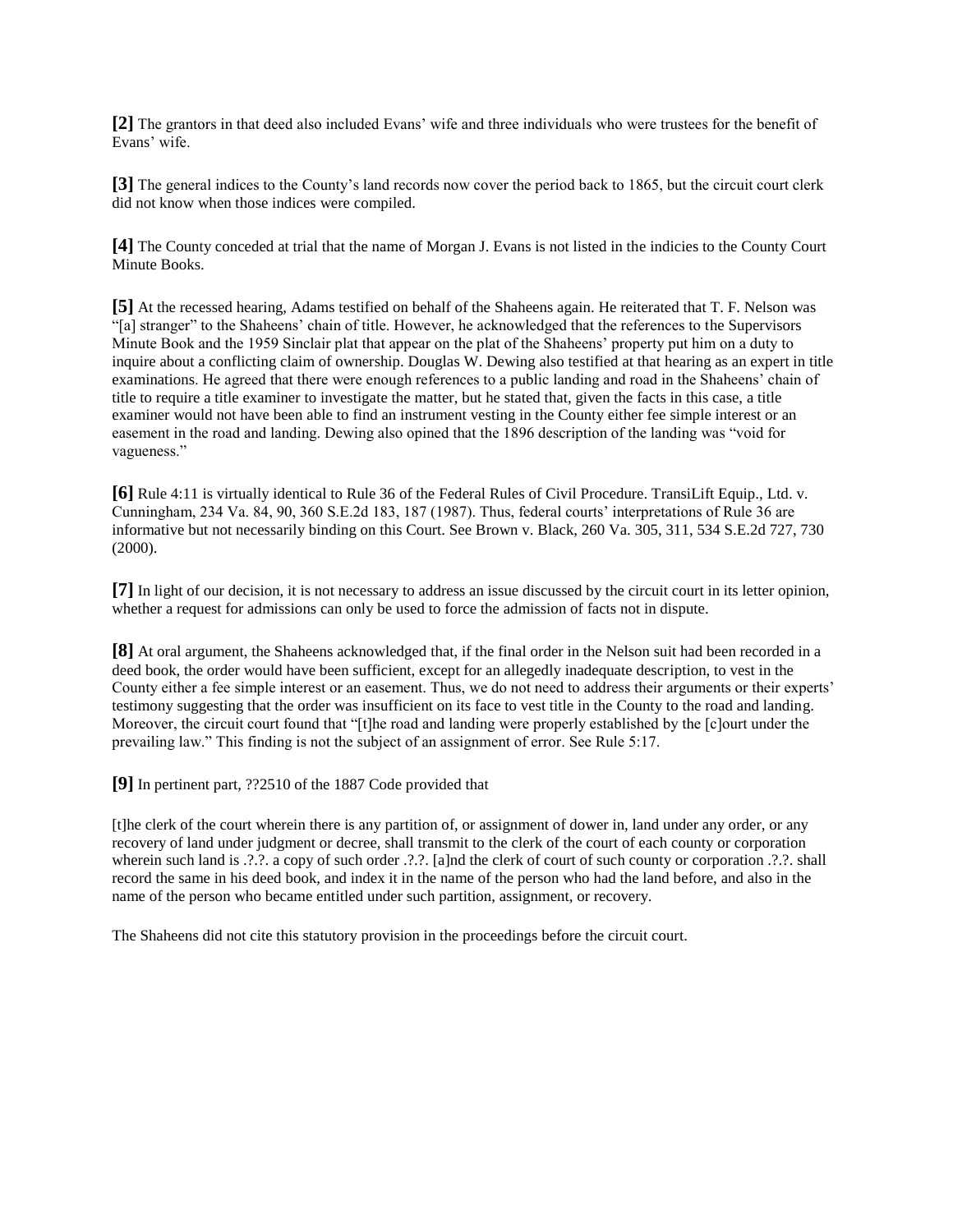**[2]** The grantors in that deed also included Evans' wife and three individuals who were trustees for the benefit of Evans' wife.

**[3]** The general indices to the County's land records now cover the period back to 1865, but the circuit court clerk did not know when those indices were compiled.

**[4]** The County conceded at trial that the name of Morgan J. Evans is not listed in the indicies to the County Court Minute Books.

**[5]** At the recessed hearing, Adams testified on behalf of the Shaheens again. He reiterated that T. F. Nelson was "[a] stranger" to the Shaheens' chain of title. However, he acknowledged that the references to the Supervisors Minute Book and the 1959 Sinclair plat that appear on the plat of the Shaheens' property put him on a duty to inquire about a conflicting claim of ownership. Douglas W. Dewing also testified at that hearing as an expert in title examinations. He agreed that there were enough references to a public landing and road in the Shaheens' chain of title to require a title examiner to investigate the matter, but he stated that, given the facts in this case, a title examiner would not have been able to find an instrument vesting in the County either fee simple interest or an easement in the road and landing. Dewing also opined that the 1896 description of the landing was "void for vagueness."

**[6]** Rule 4:11 is virtually identical to Rule 36 of the Federal Rules of Civil Procedure. TransiLift Equip., Ltd. v. Cunningham, 234 Va. 84, 90, 360 S.E.2d 183, 187 (1987). Thus, federal courts' interpretations of Rule 36 are informative but not necessarily binding on this Court. See Brown v. Black, 260 Va. 305, 311, 534 S.E.2d 727, 730 (2000).

**[7]** In light of our decision, it is not necessary to address an issue discussed by the circuit court in its letter opinion, whether a request for admissions can only be used to force the admission of facts not in dispute.

**[8]** At oral argument, the Shaheens acknowledged that, if the final order in the Nelson suit had been recorded in a deed book, the order would have been sufficient, except for an allegedly inadequate description, to vest in the County either a fee simple interest or an easement. Thus, we do not need to address their arguments or their experts' testimony suggesting that the order was insufficient on its face to vest title in the County to the road and landing. Moreover, the circuit court found that "[t]he road and landing were properly established by the [c]ourt under the prevailing law." This finding is not the subject of an assignment of error. See Rule 5:17.

**[9]** In pertinent part, ??2510 of the 1887 Code provided that

[t]he clerk of the court wherein there is any partition of, or assignment of dower in, land under any order, or any recovery of land under judgment or decree, shall transmit to the clerk of the court of each county or corporation wherein such land is .?.?. a copy of such order .?.?. [a]nd the clerk of court of such county or corporation .?.?. shall record the same in his deed book, and index it in the name of the person who had the land before, and also in the name of the person who became entitled under such partition, assignment, or recovery.

The Shaheens did not cite this statutory provision in the proceedings before the circuit court.